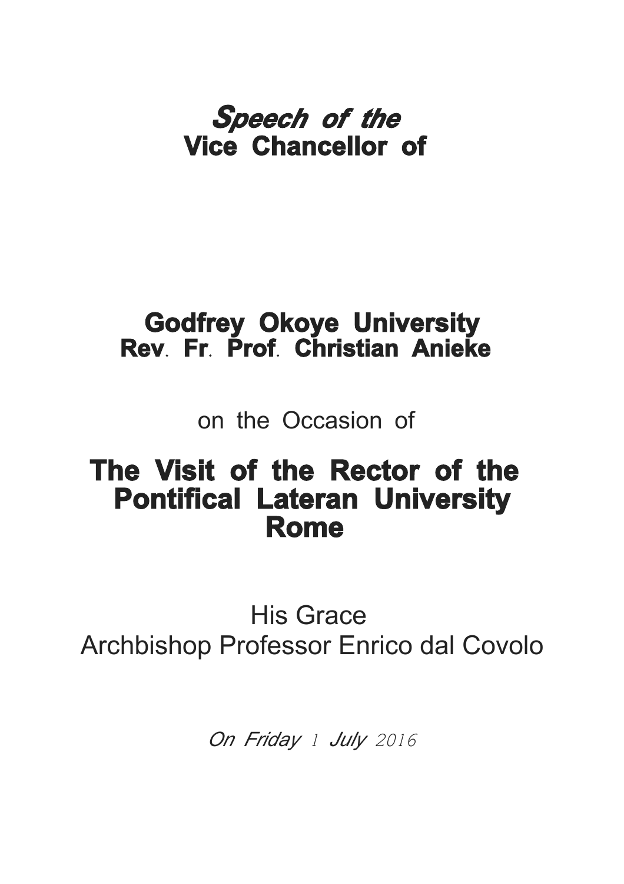# *Speech of the*
# Vice Chancellor of

## Godfrey Okoye University
### Rev. Fr. Prof. Christian Anieke

on the Occasion of

## The Visit of the Rector of the Pontifical Lateran University Rome

His Grace
Archbishop Professor Enrico dal Covolo

*On Friday 1 July 2016*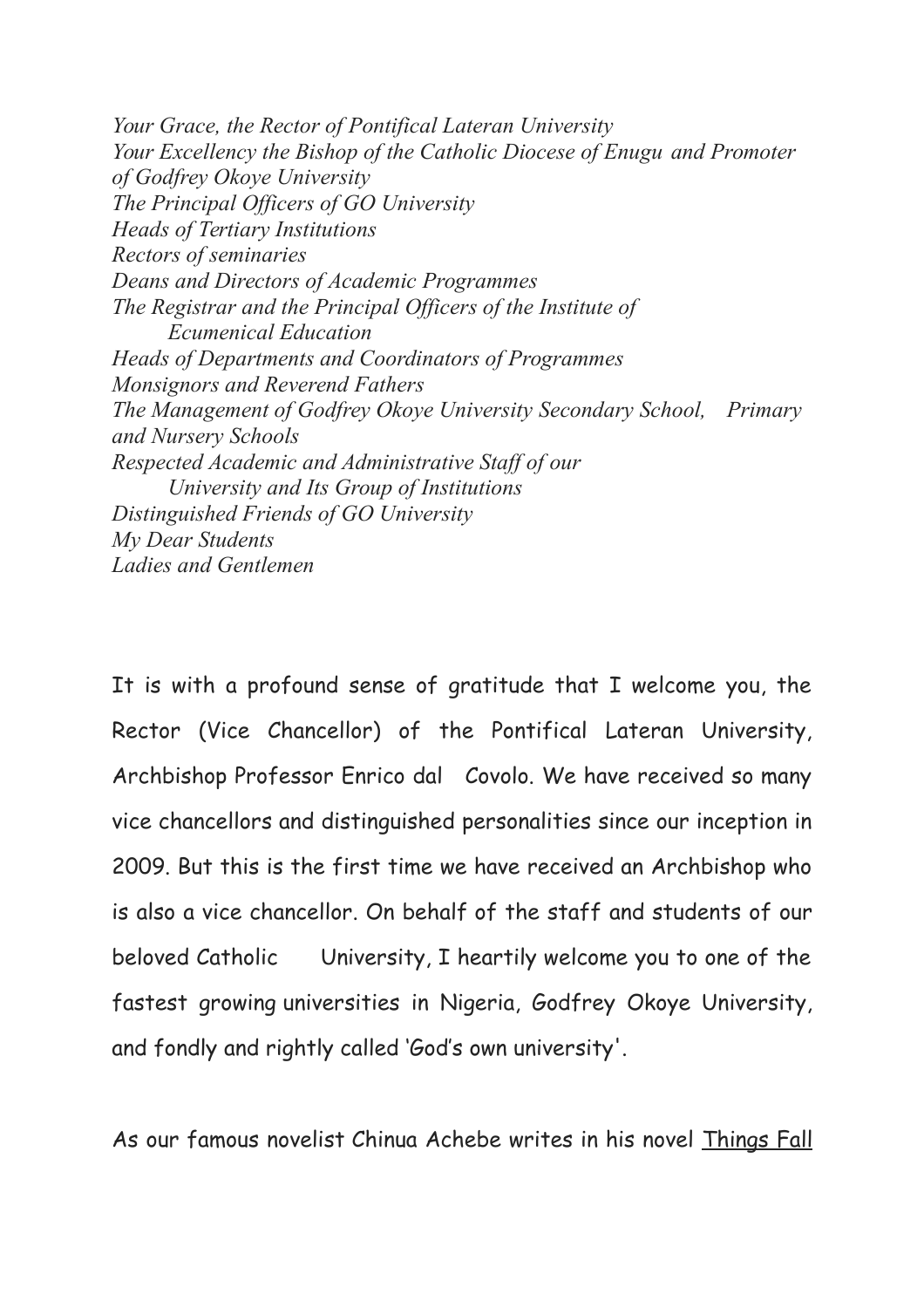*Your Grace, the Rector of Pontifical Lateran University*
*Your Excellency the Bishop of the Catholic Diocese of Enugu and Promoter of Godfrey Okoye University*
*The Principal Officers of GO University*
*Heads of Tertiary Institutions*
*Rectors of seminaries*
*Deans and Directors of Academic Programmes*
*The Registrar and the Principal Officers of the Institute of Ecumenical Education*
*Heads of Departments and Coordinators of Programmes*
*Monsignors and Reverend Fathers*
*The Management of Godfrey Okoye University Secondary School, Primary and Nursery Schools*
*Respected Academic and Administrative Staff of our University and Its Group of Institutions*
*Distinguished Friends of GO University*
*My Dear Students*
*Ladies and Gentlemen*

It is with a profound sense of gratitude that I welcome you, the Rector (Vice Chancellor) of the Pontifical Lateran University, Archbishop Professor Enrico dal Covolo. We have received so many vice chancellors and distinguished personalities since our inception in 2009. But this is the first time we have received an Archbishop who is also a vice chancellor. On behalf of the staff and students of our beloved Catholic University, I heartily welcome you to one of the fastest growing universities in Nigeria, Godfrey Okoye University, and fondly and rightly called 'God's own university'.

As our famous novelist Chinua Achebe writes in his novel <u>Things Fall</u>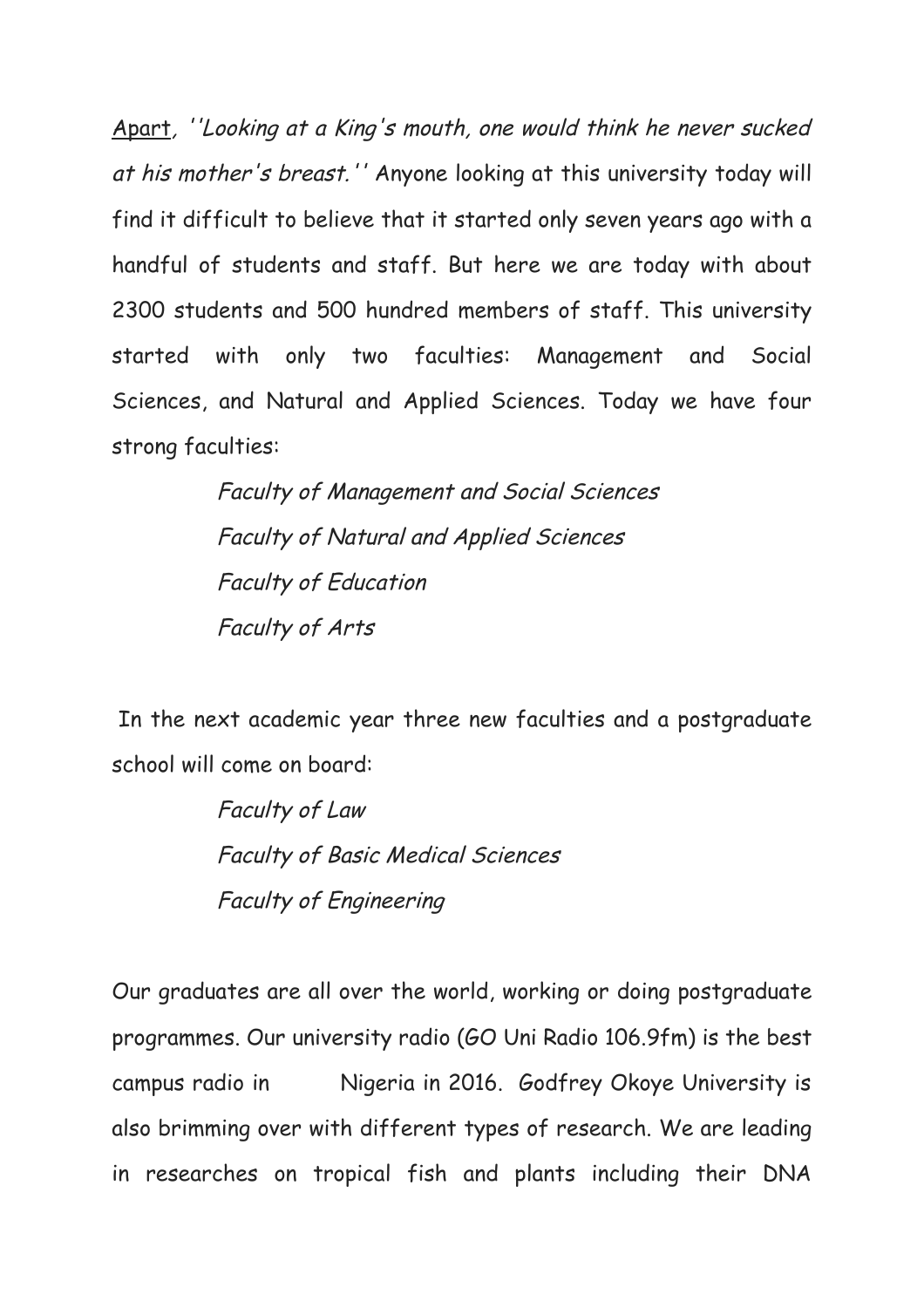<u>Apart</u>, *''Looking at a King's mouth, one would think he never sucked at his mother's breast.''* Anyone looking at this university today will find it difficult to believe that it started only seven years ago with a handful of students and staff. But here we are today with about 2300 students and 500 hundred members of staff. This university started with only two faculties: Management and Social Sciences, and Natural and Applied Sciences. Today we have four strong faculties:

*Faculty of Management and Social Sciences*
*Faculty of Natural and Applied Sciences*
*Faculty of Education*
*Faculty of Arts*

In the next academic year three new faculties and a postgraduate school will come on board:

*Faculty of Law*
*Faculty of Basic Medical Sciences*
*Faculty of Engineering*

Our graduates are all over the world, working or doing postgraduate programmes. Our university radio (GO Uni Radio 106.9fm) is the best campus radio in Nigeria in 2016. Godfrey Okoye University is also brimming over with different types of research. We are leading in researches on tropical fish and plants including their DNA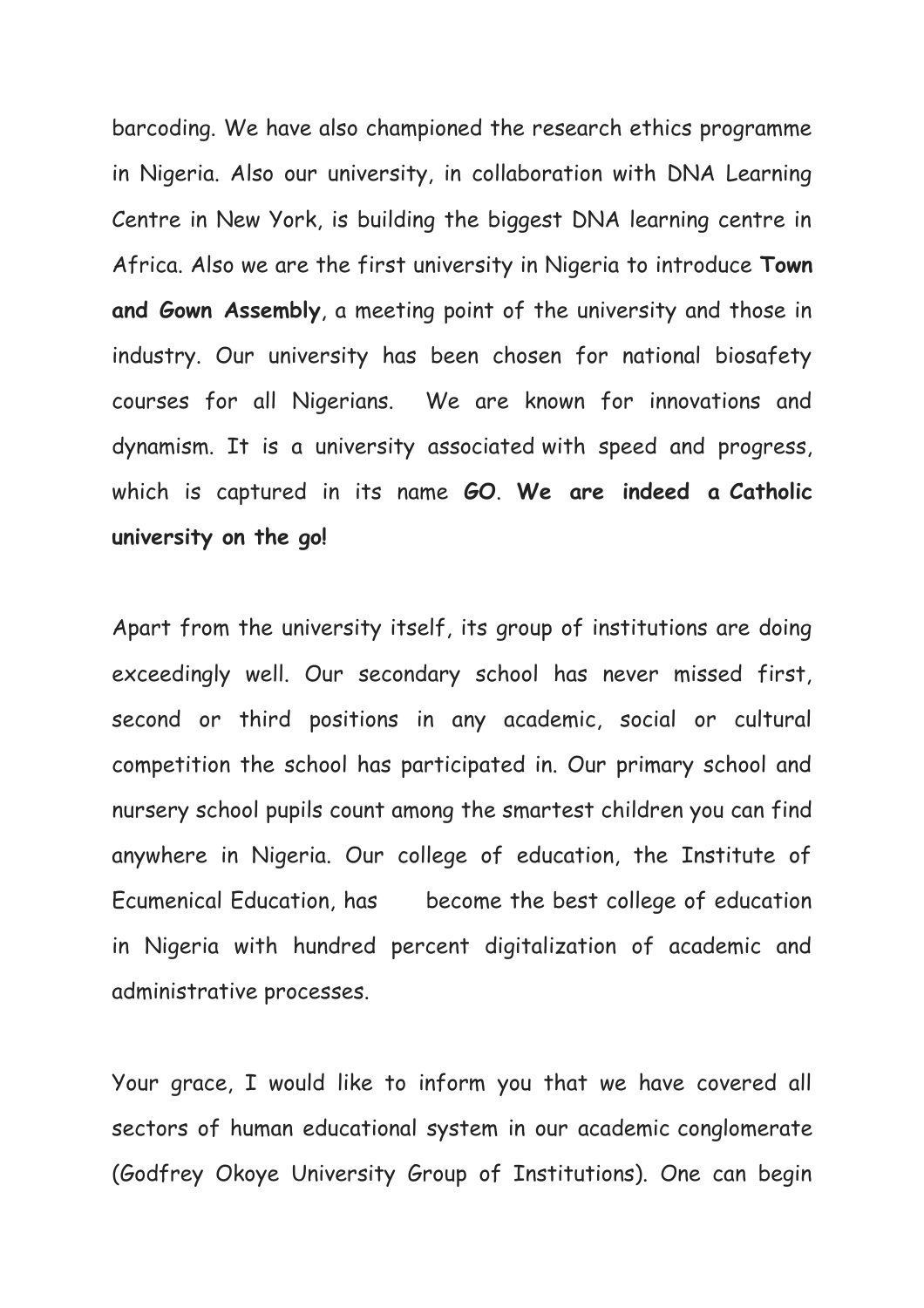barcoding. We have also championed the research ethics programme in Nigeria. Also our university, in collaboration with DNA Learning Centre in New York, is building the biggest DNA learning centre in Africa. Also we are the first university in Nigeria to introduce **Town and Gown Assembly**, a meeting point of the university and those in industry. Our university has been chosen for national biosafety courses for all Nigerians. We are known for innovations and dynamism. It is a university associated with speed and progress, which is captured in its name **GO**. **We are indeed a Catholic university on the go!**

Apart from the university itself, its group of institutions are doing exceedingly well. Our secondary school has never missed first, second or third positions in any academic, social or cultural competition the school has participated in. Our primary school and nursery school pupils count among the smartest children you can find anywhere in Nigeria. Our college of education, the Institute of Ecumenical Education, has become the best college of education in Nigeria with hundred percent digitalization of academic and administrative processes.

Your grace, I would like to inform you that we have covered all sectors of human educational system in our academic conglomerate (Godfrey Okoye University Group of Institutions). One can begin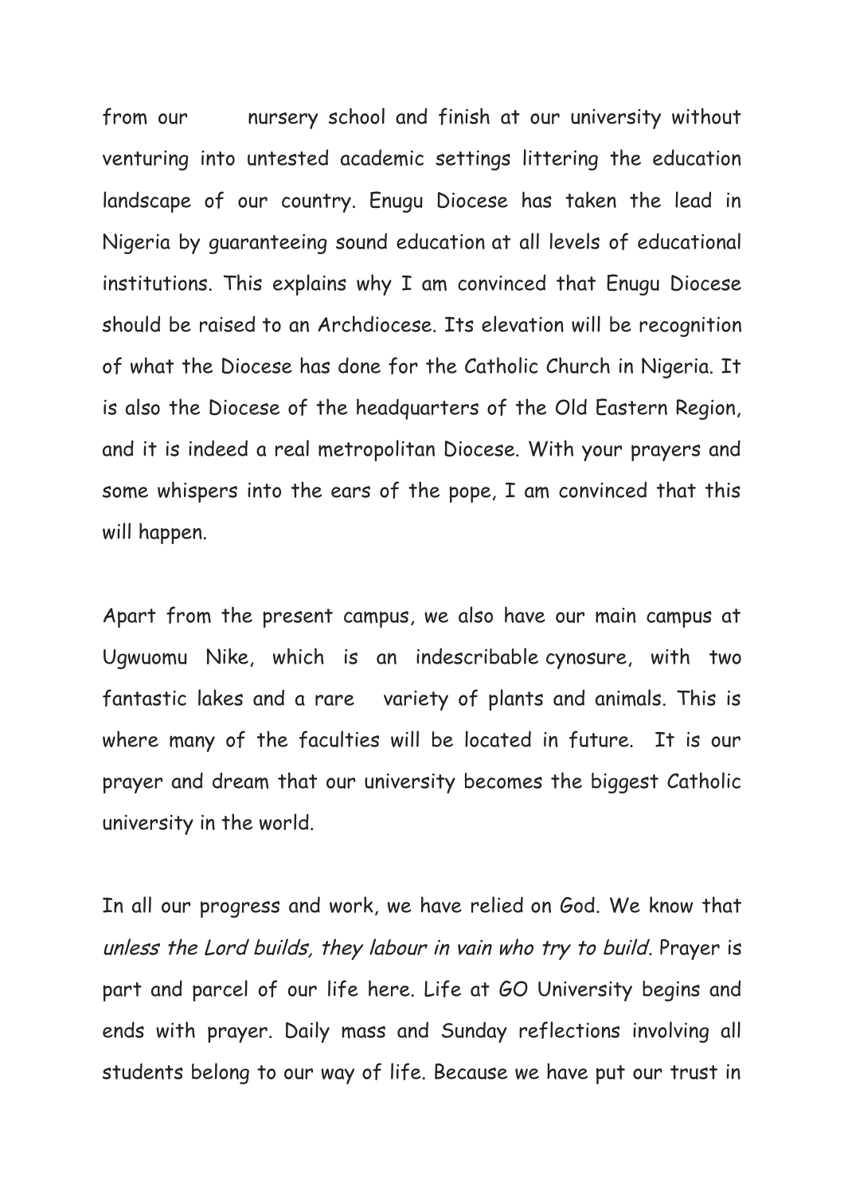from our nursery school and finish at our university without venturing into untested academic settings littering the education landscape of our country. Enugu Diocese has taken the lead in Nigeria by guaranteeing sound education at all levels of educational institutions. This explains why I am convinced that Enugu Diocese should be raised to an Archdiocese. Its elevation will be recognition of what the Diocese has done for the Catholic Church in Nigeria. It is also the Diocese of the headquarters of the Old Eastern Region, and it is indeed a real metropolitan Diocese. With your prayers and some whispers into the ears of the pope, I am convinced that this will happen.

Apart from the present campus, we also have our main campus at Ugwuomu Nike, which is an indescribable cynosure, with two fantastic lakes and a rare variety of plants and animals. This is where many of the faculties will be located in future. It is our prayer and dream that our university becomes the biggest Catholic university in the world.

In all our progress and work, we have relied on God. We know that *unless the Lord builds, they labour in vain who try to build*. Prayer is part and parcel of our life here. Life at GO University begins and ends with prayer. Daily mass and Sunday reflections involving all students belong to our way of life. Because we have put our trust in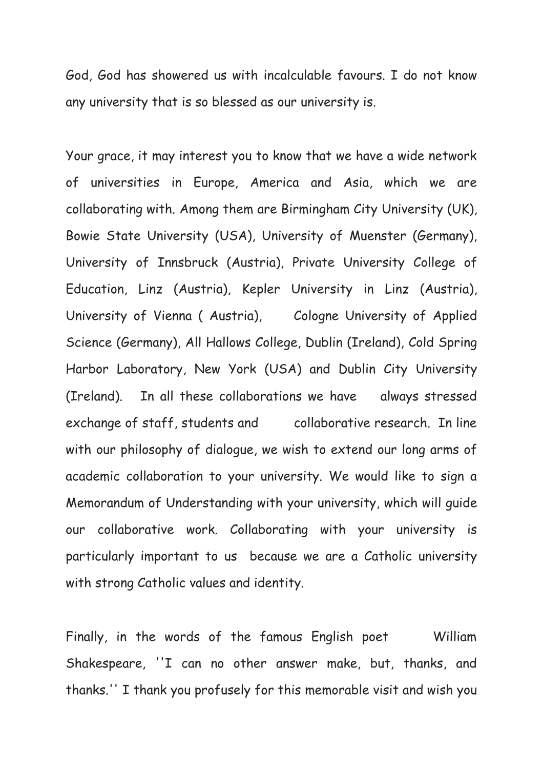God, God has showered us with incalculable favours. I do not know any university that is so blessed as our university is.

Your grace, it may interest you to know that we have a wide network of universities in Europe, America and Asia, which we are collaborating with. Among them are Birmingham City University (UK), Bowie State University (USA), University of Muenster (Germany), University of Innsbruck (Austria), Private University College of Education, Linz (Austria), Kepler University in Linz (Austria), University of Vienna ( Austria), Cologne University of Applied Science (Germany), All Hallows College, Dublin (Ireland), Cold Spring Harbor Laboratory, New York (USA) and Dublin City University (Ireland). In all these collaborations we have always stressed exchange of staff, students and collaborative research. In line with our philosophy of dialogue, we wish to extend our long arms of academic collaboration to your university. We would like to sign a Memorandum of Understanding with your university, which will guide our collaborative work. Collaborating with your university is particularly important to us because we are a Catholic university with strong Catholic values and identity.

Finally, in the words of the famous English poet William Shakespeare, ''I can no other answer make, but, thanks, and thanks.'' I thank you profusely for this memorable visit and wish you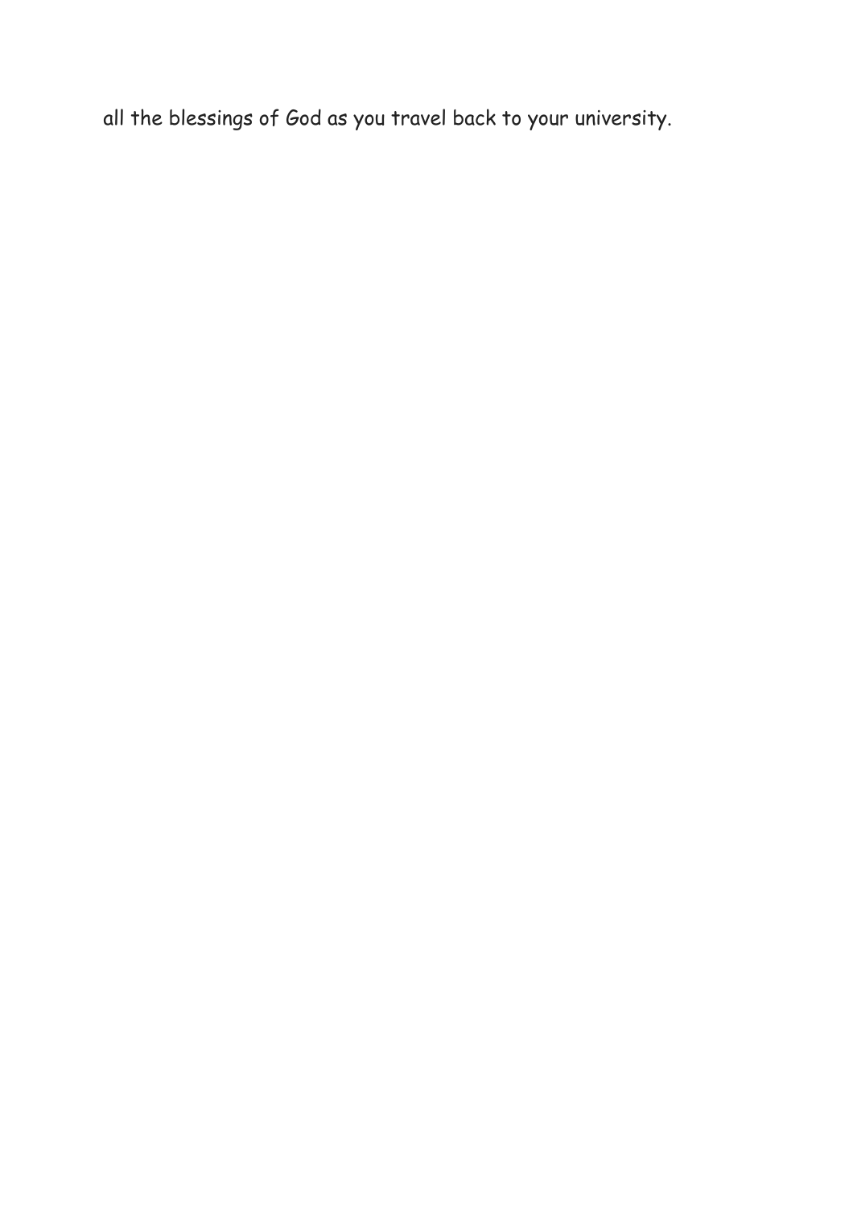all the blessings of God as you travel back to your university.